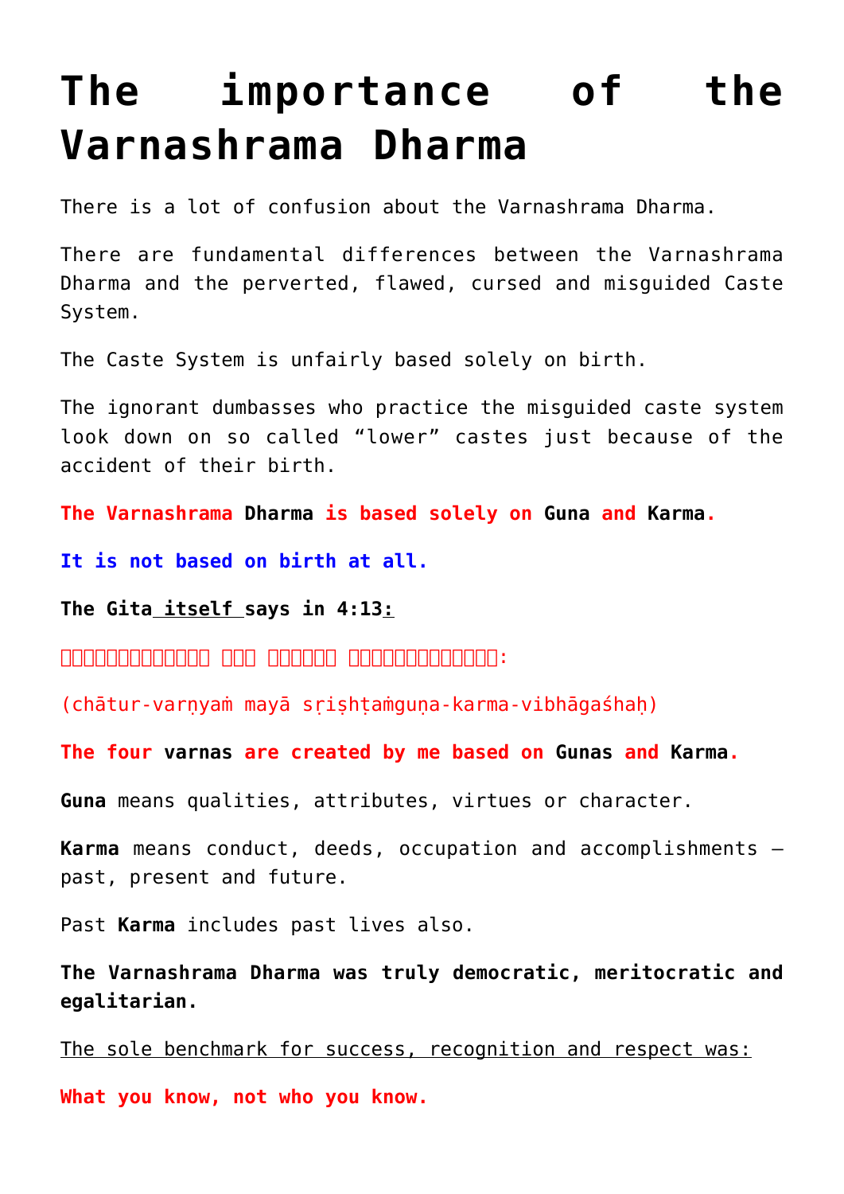# The importance of the Varnashrama Dharma

There is a lot of confusion about the Varnashrama Dharma.

There are fundamental differences between the Varnashrama Dharma and the perverted, flawed, cursed and misguided Caste System.

The Caste System is unfairly based solely on birth.

The ignorant dumbasses who practice the misguided caste system look down on so called "lower" castes just because of the accident of their birth.

**The Varnashrama Dharma is based solely on Guna and Karma.**

**It is not based on birth at all.**

**The Gita itself says in 4:13:**

**चातुर्वर्ण्यं मया सृष्टं गुणकर्मविभागशः:**

(chātur-varṇyaṁ mayā sṛiṣhṭaṁguṇa-karma-vibhāgaśhaḥ)

**The four varnas are created by me based on Gunas and Karma.**

**Guna** means qualities, attributes, virtues or character.

**Karma** means conduct, deeds, occupation and accomplishments – past, present and future.

Past **Karma** includes past lives also.

**The Varnashrama Dharma was truly democratic, meritocratic and egalitarian.**

The sole benchmark for success, recognition and respect was:

**What you know, not who you know.**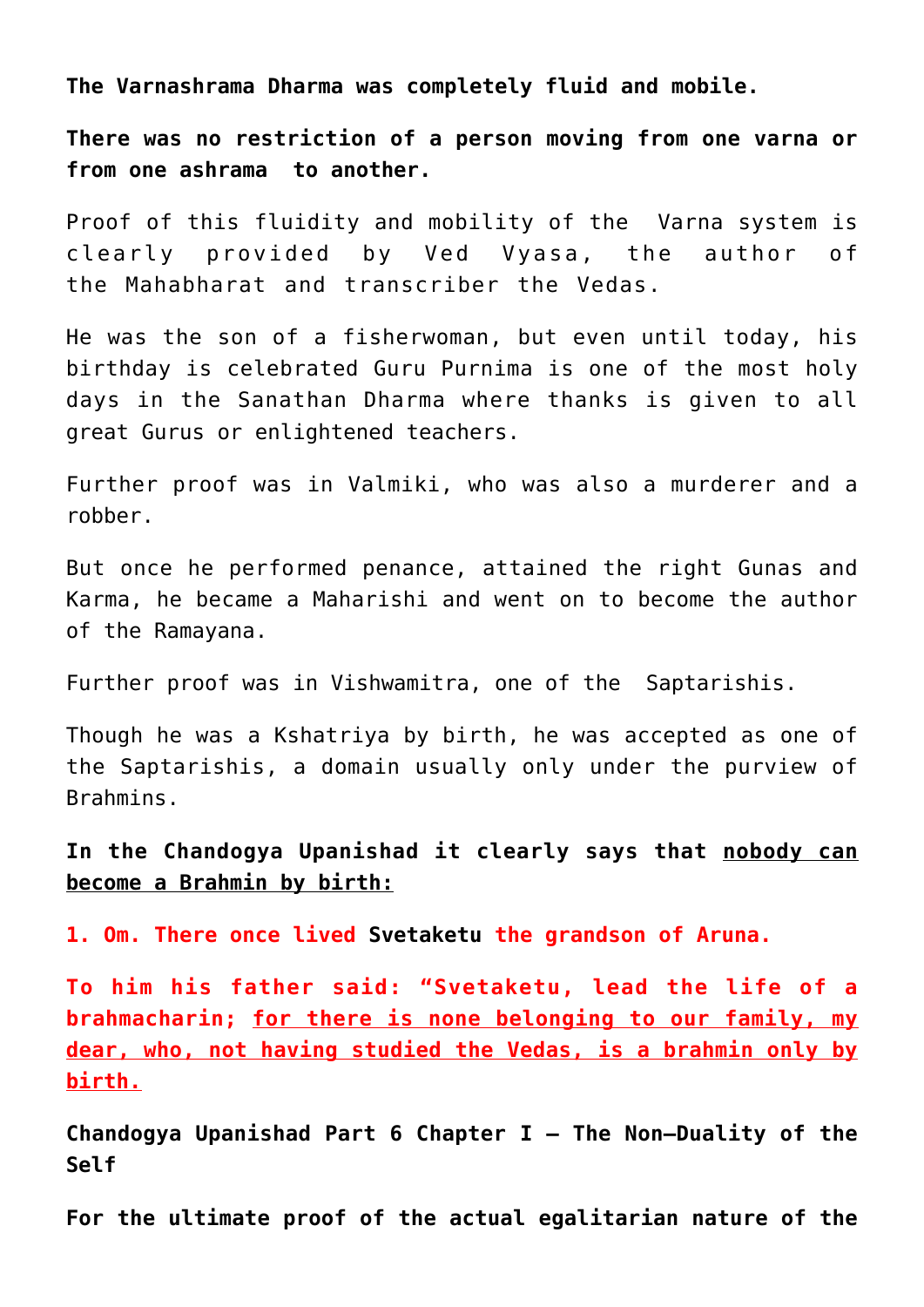**The Varnashrama Dharma was completely fluid and mobile.**

**There was no restriction of a person moving from one varna or from one ashrama to another.**

Proof of this fluidity and mobility of the Varna system is clearly provided by Ved Vyasa, the author of the Mahabharat and transcriber the Vedas.

He was the son of a fisherwoman, but even until today, his birthday is celebrated Guru Purnima is one of the most holy days in the Sanathan Dharma where thanks is given to all great Gurus or enlightened teachers.

Further proof was in Valmiki, who was also a murderer and a robber.

But once he performed penance, attained the right Gunas and Karma, he became a Maharishi and went on to become the author of the Ramayana.

Further proof was in Vishwamitra, one of the Saptarishis.

Though he was a Kshatriya by birth, he was accepted as one of the Saptarishis, a domain usually only under the purview of Brahmins.

**In the Chandogya Upanishad it clearly says that <u>nobody can become a Brahmin by birth:</u>**

**1. Om. There once lived Svetaketu the grandson of Aruna.**

**To him his father said: "Svetaketu, lead the life of a brahmacharin; <u>for there is none belonging to our family, my dear, who, not having studied the Vedas, is a brahmin only by birth.</u>**

**Chandogya Upanishad Part 6 Chapter I – The Non-Duality of the Self**

**For the ultimate proof of the actual egalitarian nature of the**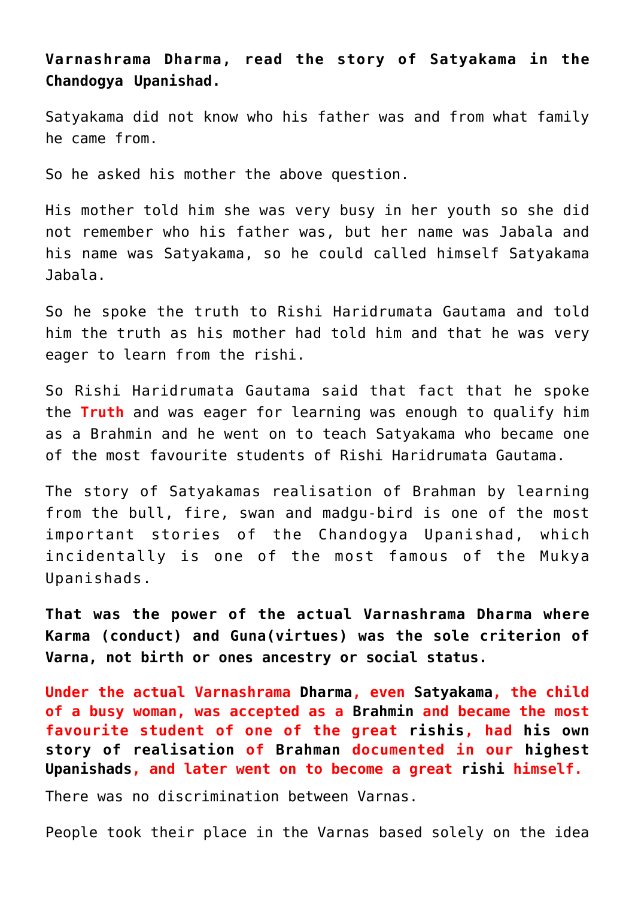**Varnashrama Dharma, read the story of Satyakama in the Chandogya Upanishad.**

Satyakama did not know who his father was and from what family he came from.

So he asked his mother the above question.

His mother told him she was very busy in her youth so she did not remember who his father was, but her name was Jabala and his name was Satyakama, so he could called himself Satyakama Jabala.

So he spoke the truth to Rishi Haridrumata Gautama and told him the truth as his mother had told him and that he was very eager to learn from the rishi.

So Rishi Haridrumata Gautama said that fact that he spoke the **Truth** and was eager for learning was enough to qualify him as a Brahmin and he went on to teach Satyakama who became one of the most favourite students of Rishi Haridrumata Gautama.

The story of Satyakamas realisation of Brahman by learning from the bull, fire, swan and madgu-bird is one of the most important stories of the Chandogya Upanishad, which incidentally is one of the most famous of the Mukya Upanishads.

**That was the power of the actual Varnashrama Dharma where Karma (conduct) and Guna(virtues) was the sole criterion of Varna, not birth or ones ancestry or social status.**

**Under the actual Varnashrama Dharma, even Satyakama, the child of a busy woman, was accepted as a Brahmin and became the most favourite student of one of the great rishis, had his own story of realisation of Brahman documented in our highest Upanishads, and later went on to become a great rishi himself.**

There was no discrimination between Varnas.

People took their place in the Varnas based solely on the idea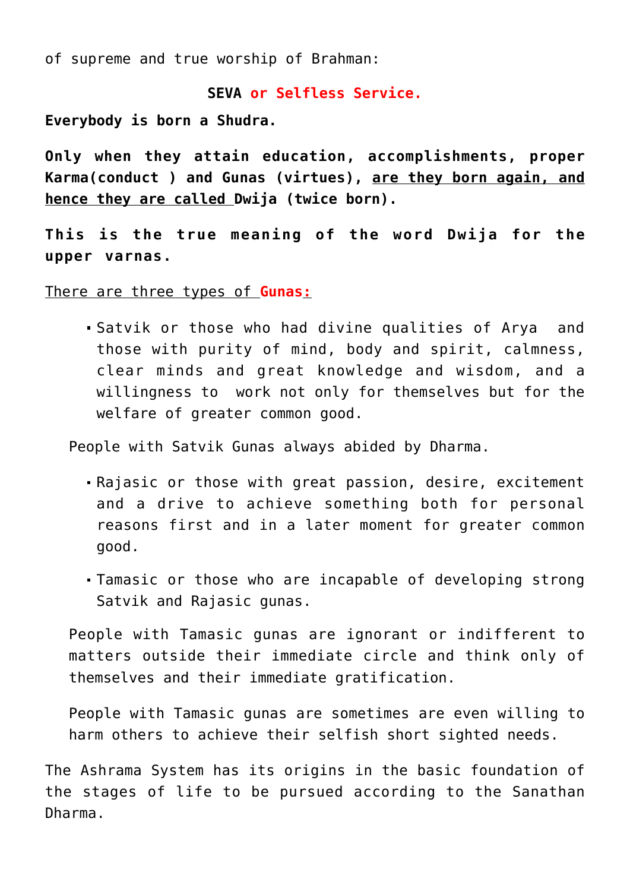of supreme and true worship of Brahman:

**SEVA or Selfless Service.**

**Everybody is born a Shudra.**

**Only when they attain education, accomplishments, proper Karma(conduct ) and Gunas (virtues), are they born again, and hence they are called Dwija (twice born).**

**This is the true meaning of the word Dwija for the upper varnas.**

There are three types of **Gunas:**

- Satvik or those who had divine qualities of Arya and those with purity of mind, body and spirit, calmness, clear minds and great knowledge and wisdom, and a willingness to work not only for themselves but for the welfare of greater common good.

People with Satvik Gunas always abided by Dharma.

- Rajasic or those with great passion, desire, excitement and a drive to achieve something both for personal reasons first and in a later moment for greater common good.
- Tamasic or those who are incapable of developing strong Satvik and Rajasic gunas.

People with Tamasic gunas are ignorant or indifferent to matters outside their immediate circle and think only of themselves and their immediate gratification.

People with Tamasic gunas are sometimes are even willing to harm others to achieve their selfish short sighted needs.

The Ashrama System has its origins in the basic foundation of the stages of life to be pursued according to the Sanathan Dharma.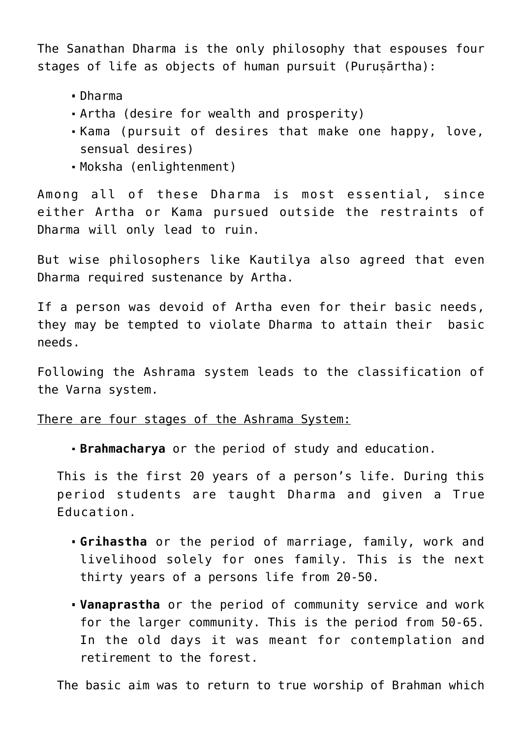The Sanathan Dharma is the only philosophy that espouses four stages of life as objects of human pursuit (Puruṣārtha):

- Dharma
- Artha (desire for wealth and prosperity)
- Kama (pursuit of desires that make one happy, love, sensual desires)
- Moksha (enlightenment)

Among all of these Dharma is most essential, since either Artha or Kama pursued outside the restraints of Dharma will only lead to ruin.

But wise philosophers like Kautilya also agreed that even Dharma required sustenance by Artha.

If a person was devoid of Artha even for their basic needs, they may be tempted to violate Dharma to attain their basic needs.

Following the Ashrama system leads to the classification of the Varna system.

<u>There are four stages of the Ashrama System:</u>

- **Brahmacharya** or the period of study and education.

  This is the first 20 years of a person's life. During this period students are taught Dharma and given a True Education.

- **Grihastha** or the period of marriage, family, work and livelihood solely for ones family. This is the next thirty years of a persons life from 20-50.

- **Vanaprastha** or the period of community service and work for the larger community. This is the period from 50-65. In the old days it was meant for contemplation and retirement to the forest.

  The basic aim was to return to true worship of Brahman which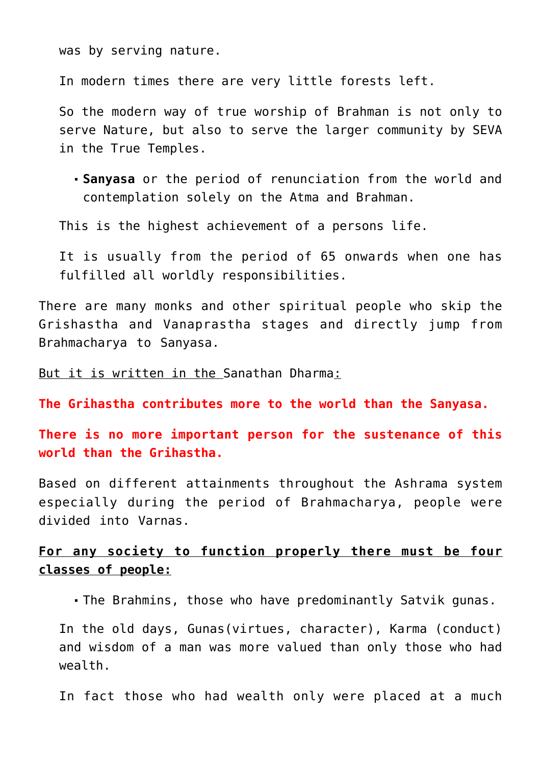was by serving nature.

In modern times there are very little forests left.

So the modern way of true worship of Brahman is not only to serve Nature, but also to serve the larger community by SEVA in the True Temples.

- **Sanyasa** or the period of renunciation from the world and contemplation solely on the Atma and Brahman.

This is the highest achievement of a persons life.

It is usually from the period of 65 onwards when one has fulfilled all worldly responsibilities.

There are many monks and other spiritual people who skip the Grishastha and Vanaprastha stages and directly jump from Brahmacharya to Sanyasa.

But it is written in the Sanathan Dharma:

**The Grihastha contributes more to the world than the Sanyasa.**

**There is no more important person for the sustenance of this world than the Grihastha.**

Based on different attainments throughout the Ashrama system especially during the period of Brahmacharya, people were divided into Varnas.

**For any society to function properly there must be four classes of people:**

- The Brahmins, those who have predominantly Satvik gunas.

In the old days, Gunas(virtues, character), Karma (conduct) and wisdom of a man was more valued than only those who had wealth.

In fact those who had wealth only were placed at a much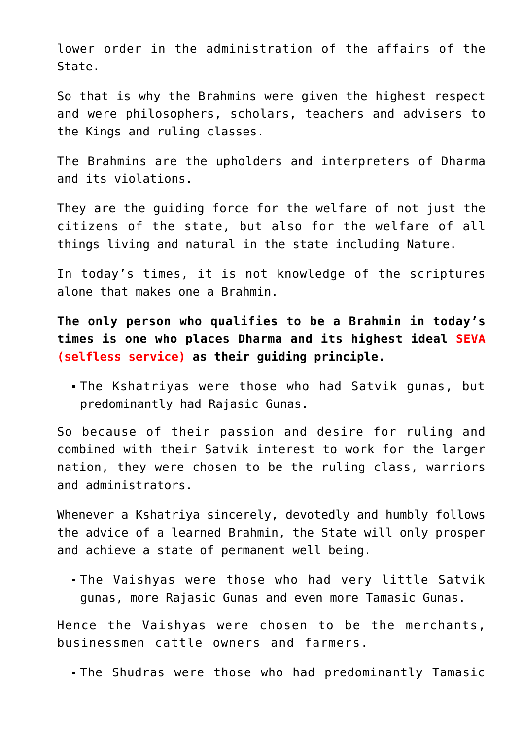lower order in the administration of the affairs of the State.

So that is why the Brahmins were given the highest respect and were philosophers, scholars, teachers and advisers to the Kings and ruling classes.

The Brahmins are the upholders and interpreters of Dharma and its violations.

They are the guiding force for the welfare of not just the citizens of the state, but also for the welfare of all things living and natural in the state including Nature.

In today's times, it is not knowledge of the scriptures alone that makes one a Brahmin.

**The only person who qualifies to be a Brahmin in today's times is one who places Dharma and its highest ideal SEVA (selfless service) as their guiding principle.**

- The Kshatriyas were those who had Satvik gunas, but predominantly had Rajasic Gunas.

So because of their passion and desire for ruling and combined with their Satvik interest to work for the larger nation, they were chosen to be the ruling class, warriors and administrators.

Whenever a Kshatriya sincerely, devotedly and humbly follows the advice of a learned Brahmin, the State will only prosper and achieve a state of permanent well being.

- The Vaishyas were those who had very little Satvik gunas, more Rajasic Gunas and even more Tamasic Gunas.

Hence the Vaishyas were chosen to be the merchants, businessmen cattle owners and farmers.

- The Shudras were those who had predominantly Tamasic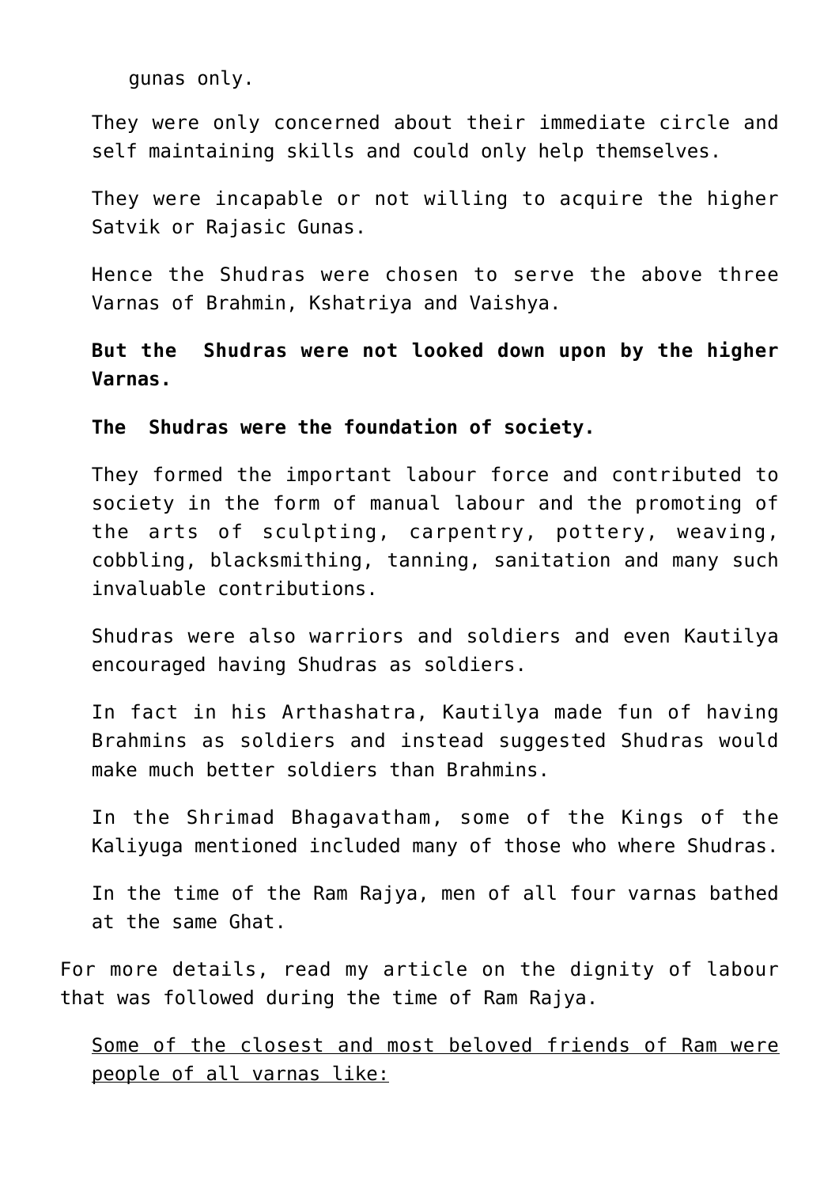gunas only.

They were only concerned about their immediate circle and self maintaining skills and could only help themselves.

They were incapable or not willing to acquire the higher Satvik or Rajasic Gunas.

Hence the Shudras were chosen to serve the above three Varnas of Brahmin, Kshatriya and Vaishya.

**But the Shudras were not looked down upon by the higher Varnas.**

**The Shudras were the foundation of society.**

They formed the important labour force and contributed to society in the form of manual labour and the promoting of the arts of sculpting, carpentry, pottery, weaving, cobbling, blacksmithing, tanning, sanitation and many such invaluable contributions.

Shudras were also warriors and soldiers and even Kautilya encouraged having Shudras as soldiers.

In fact in his Arthashatra, Kautilya made fun of having Brahmins as soldiers and instead suggested Shudras would make much better soldiers than Brahmins.

In the Shrimad Bhagavatham, some of the Kings of the Kaliyuga mentioned included many of those who where Shudras.

In the time of the Ram Rajya, men of all four varnas bathed at the same Ghat.

For more details, read my article on the dignity of labour that was followed during the time of Ram Rajya.

<u>Some of the closest and most beloved friends of Ram were people of all varnas like:</u>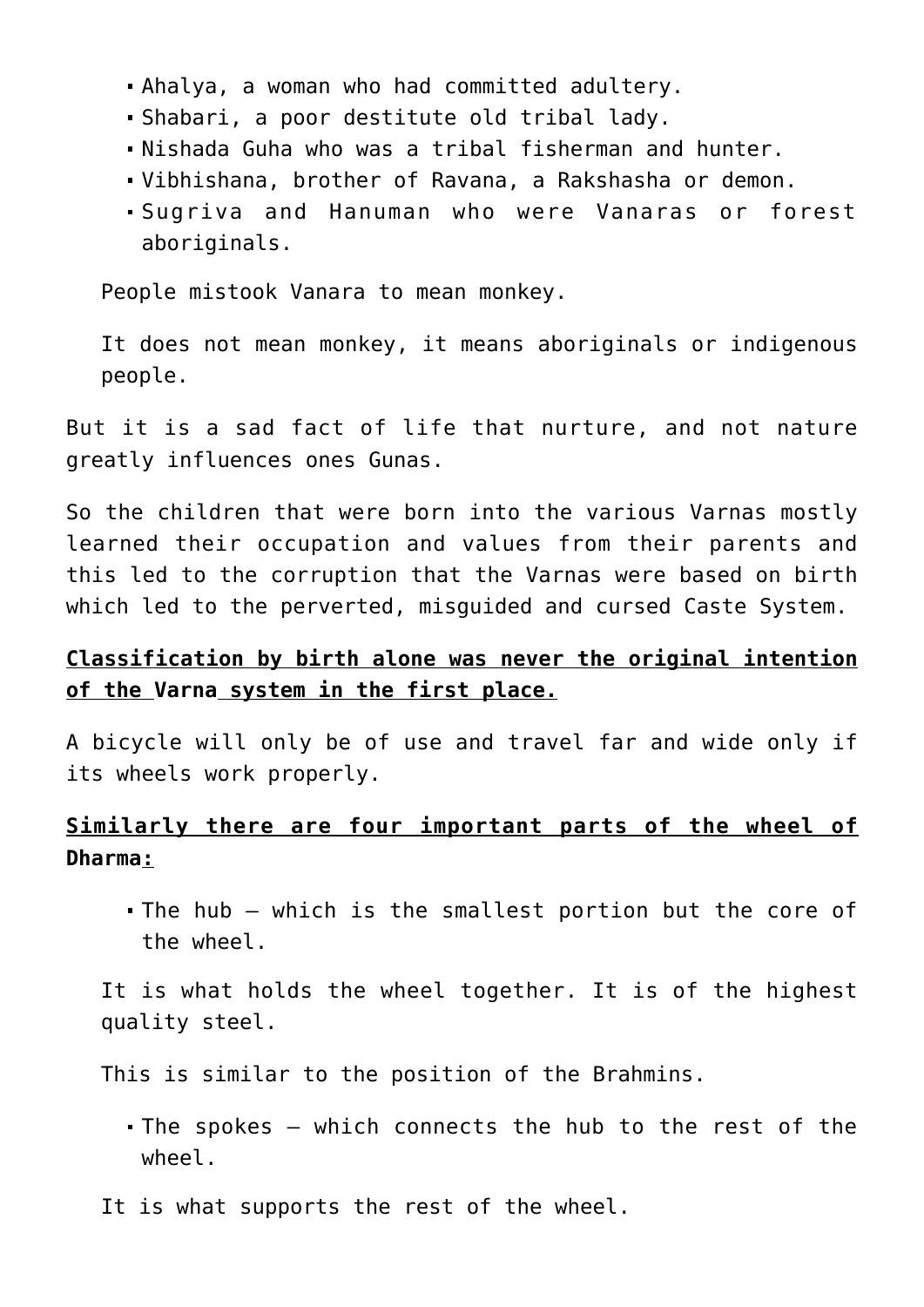- Ahalya, a woman who had committed adultery.
- Shabari, a poor destitute old tribal lady.
- Nishada Guha who was a tribal fisherman and hunter.
- Vibhishana, brother of Ravana, a Rakshasha or demon.
- Sugriva and Hanuman who were Vanaras or forest aboriginals.

People mistook Vanara to mean monkey.

It does not mean monkey, it means aboriginals or indigenous people.

But it is a sad fact of life that nurture, and not nature greatly influences ones Gunas.

So the children that were born into the various Varnas mostly learned their occupation and values from their parents and this led to the corruption that the Varnas were based on birth which led to the perverted, misguided and cursed Caste System.

**Classification by birth alone was never the original intention of the Varna system in the first place.**

A bicycle will only be of use and travel far and wide only if its wheels work properly.

**Similarly there are four important parts of the wheel of Dharma:**

- The hub – which is the smallest portion but the core of the wheel.

It is what holds the wheel together. It is of the highest quality steel.

This is similar to the position of the Brahmins.

- The spokes – which connects the hub to the rest of the wheel.

It is what supports the rest of the wheel.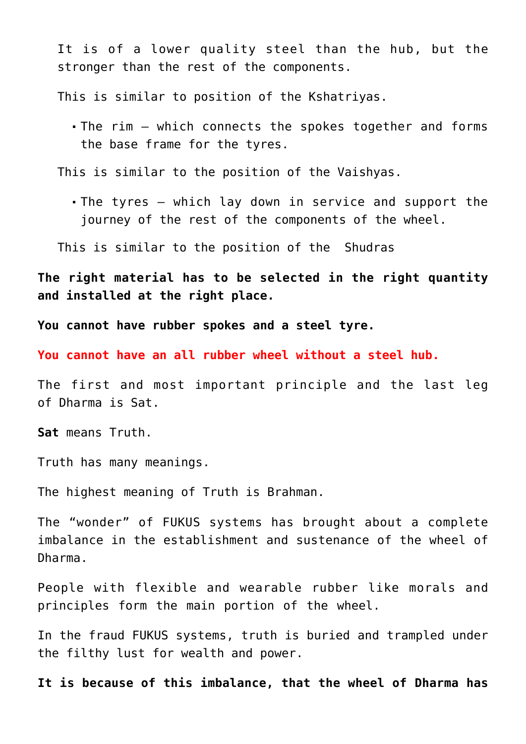It is of a lower quality steel than the hub, but the stronger than the rest of the components.

This is similar to position of the Kshatriyas.

- The rim – which connects the spokes together and forms the base frame for the tyres.

This is similar to the position of the Vaishyas.

- The tyres – which lay down in service and support the journey of the rest of the components of the wheel.

This is similar to the position of the  Shudras

**The right material has to be selected in the right quantity and installed at the right place.**

**You cannot have rubber spokes and a steel tyre.**

**You cannot have an all rubber wheel without a steel hub.**

The first and most important principle and the last leg of Dharma is Sat.

**Sat** means Truth.

Truth has many meanings.

The highest meaning of Truth is Brahman.

The “wonder” of FUKUS systems has brought about a complete imbalance in the establishment and sustenance of the wheel of Dharma.

People with flexible and wearable rubber like morals and principles form the main portion of the wheel.

In the fraud FUKUS systems, truth is buried and trampled under the filthy lust for wealth and power.

**It is because of this imbalance, that the wheel of Dharma has**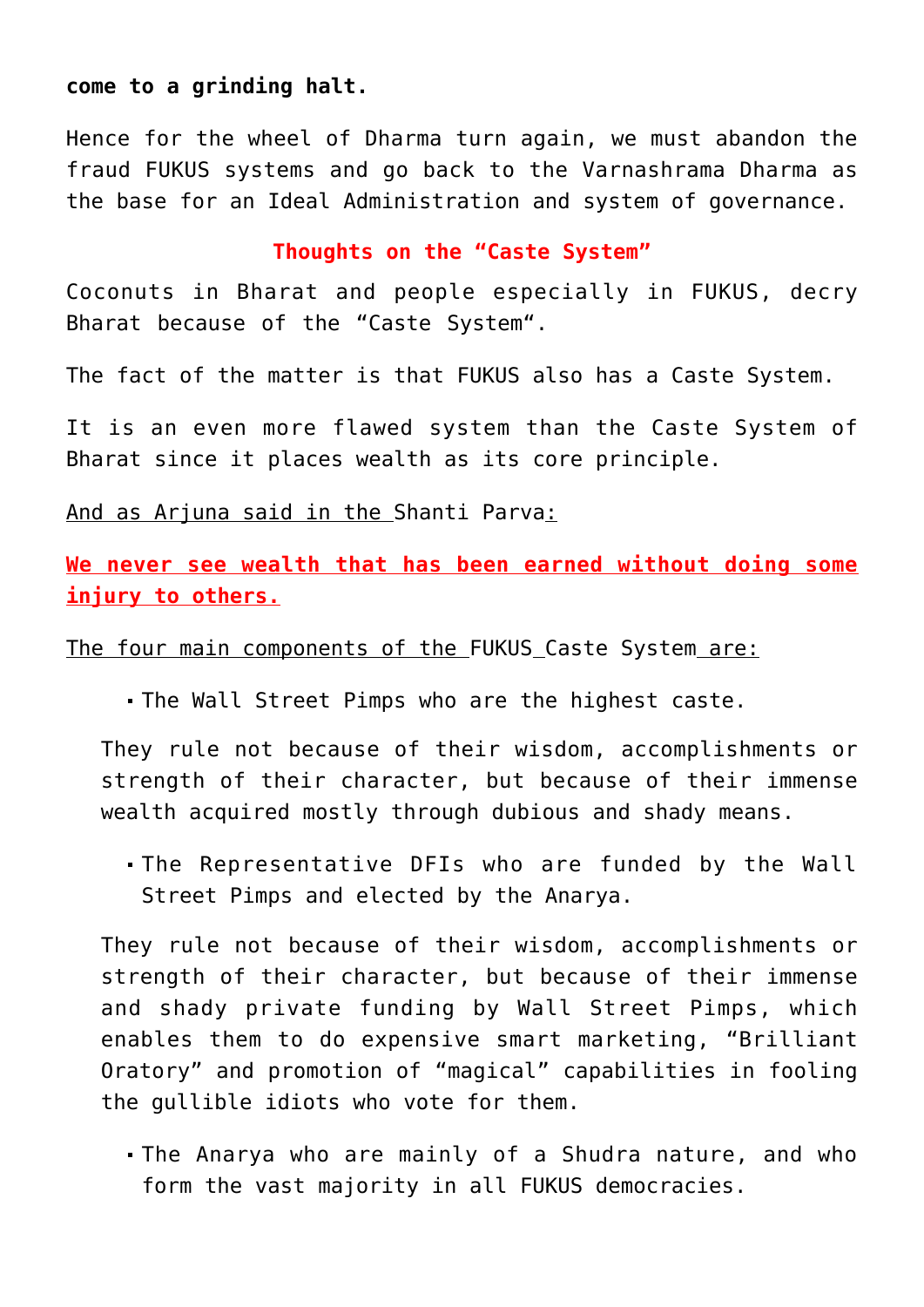**come to a grinding halt.**

Hence for the wheel of Dharma turn again, we must abandon the fraud FUKUS systems and go back to the Varnashrama Dharma as the base for an Ideal Administration and system of governance.

### **Thoughts on the "Caste System"**

Coconuts in Bharat and people especially in FUKUS, decry Bharat because of the "Caste System".

The fact of the matter is that FUKUS also has a Caste System.

It is an even more flawed system than the Caste System of Bharat since it places wealth as its core principle.

And as Arjuna said in the Shanti Parva:

**We never see wealth that has been earned without doing some injury to others.**

The four main components of the FUKUS Caste System are:

- The Wall Street Pimps who are the highest caste.

  They rule not because of their wisdom, accomplishments or strength of their character, but because of their immense wealth acquired mostly through dubious and shady means.

- The Representative DFIs who are funded by the Wall Street Pimps and elected by the Anarya.

  They rule not because of their wisdom, accomplishments or strength of their character, but because of their immense and shady private funding by Wall Street Pimps, which enables them to do expensive smart marketing, "Brilliant Oratory" and promotion of "magical" capabilities in fooling the gullible idiots who vote for them.

- The Anarya who are mainly of a Shudra nature, and who form the vast majority in all FUKUS democracies.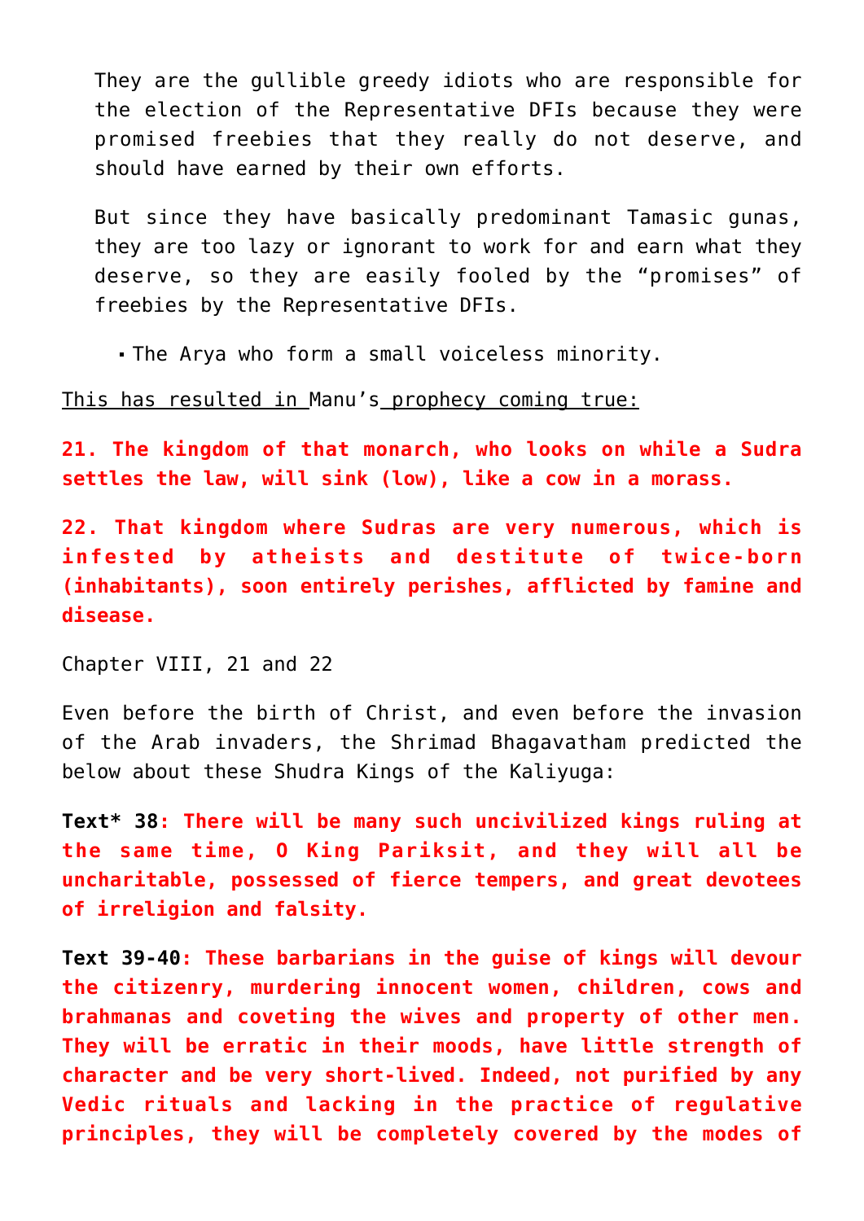They are the gullible greedy idiots who are responsible for the election of the Representative DFIs because they were promised freebies that they really do not deserve, and should have earned by their own efforts.

But since they have basically predominant Tamasic gunas, they are too lazy or ignorant to work for and earn what they deserve, so they are easily fooled by the "promises" of freebies by the Representative DFIs.

- The Arya who form a small voiceless minority.

This has resulted in Manu's prophecy coming true:

**21. The kingdom of that monarch, who looks on while a Sudra settles the law, will sink (low), like a cow in a morass.**

**22. That kingdom where Sudras are very numerous, which is infested by atheists and destitute of twice-born (inhabitants), soon entirely perishes, afflicted by famine and disease.**

Chapter VIII, 21 and 22

Even before the birth of Christ, and even before the invasion of the Arab invaders, the Shrimad Bhagavatham predicted the below about these Shudra Kings of the Kaliyuga:

**Text* 38: There will be many such uncivilized kings ruling at the same time, O King Pariksit, and they will all be uncharitable, possessed of fierce tempers, and great devotees of irreligion and falsity.**

**Text 39-40: These barbarians in the guise of kings will devour the citizenry, murdering innocent women, children, cows and brahmanas and coveting the wives and property of other men. They will be erratic in their moods, have little strength of character and be very short-lived. Indeed, not purified by any Vedic rituals and lacking in the practice of regulative principles, they will be completely covered by the modes of**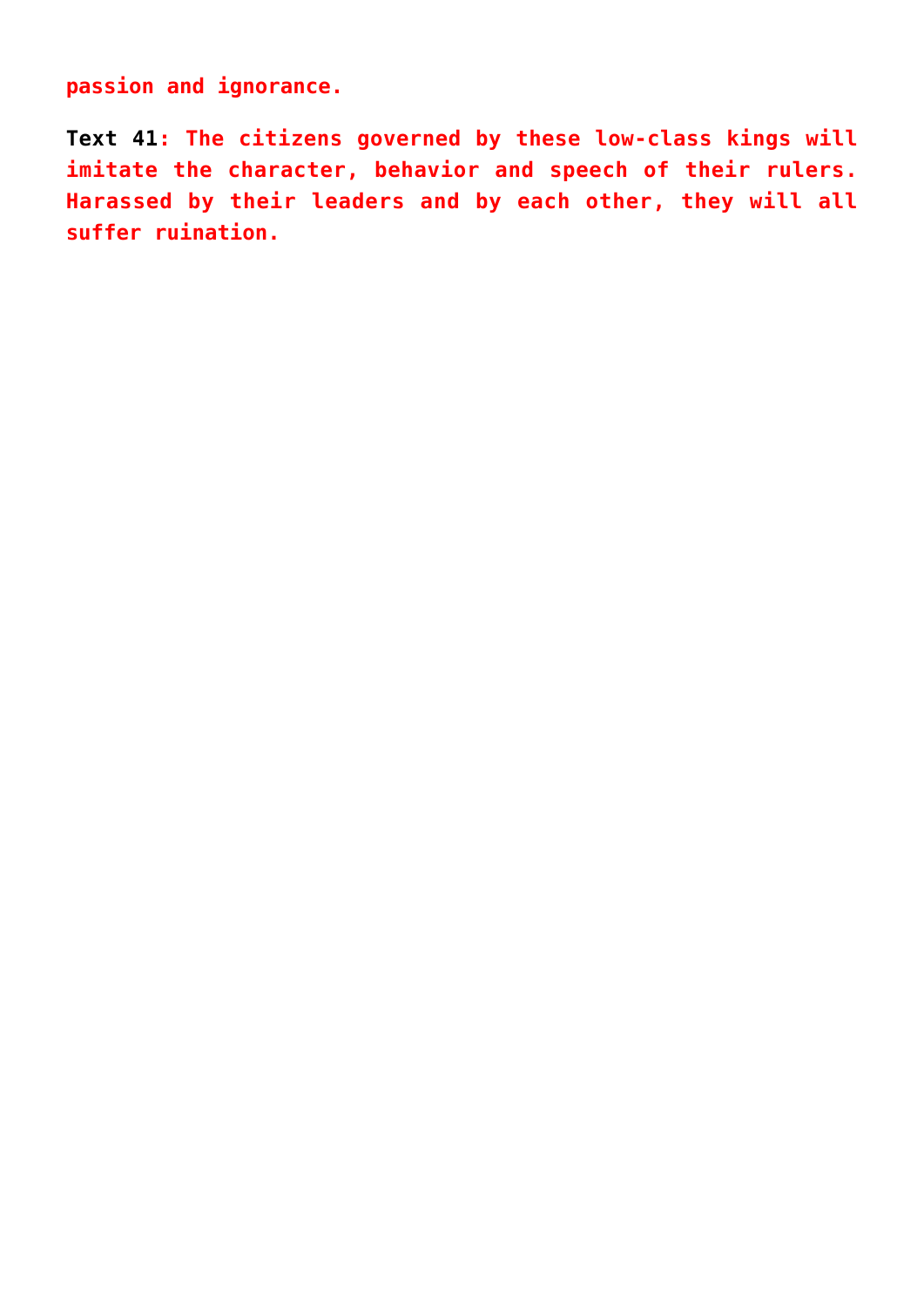**passion and ignorance.**

**Text 41: The citizens governed by these low-class kings will imitate the character, behavior and speech of their rulers. Harassed by their leaders and by each other, they will all suffer ruination.**